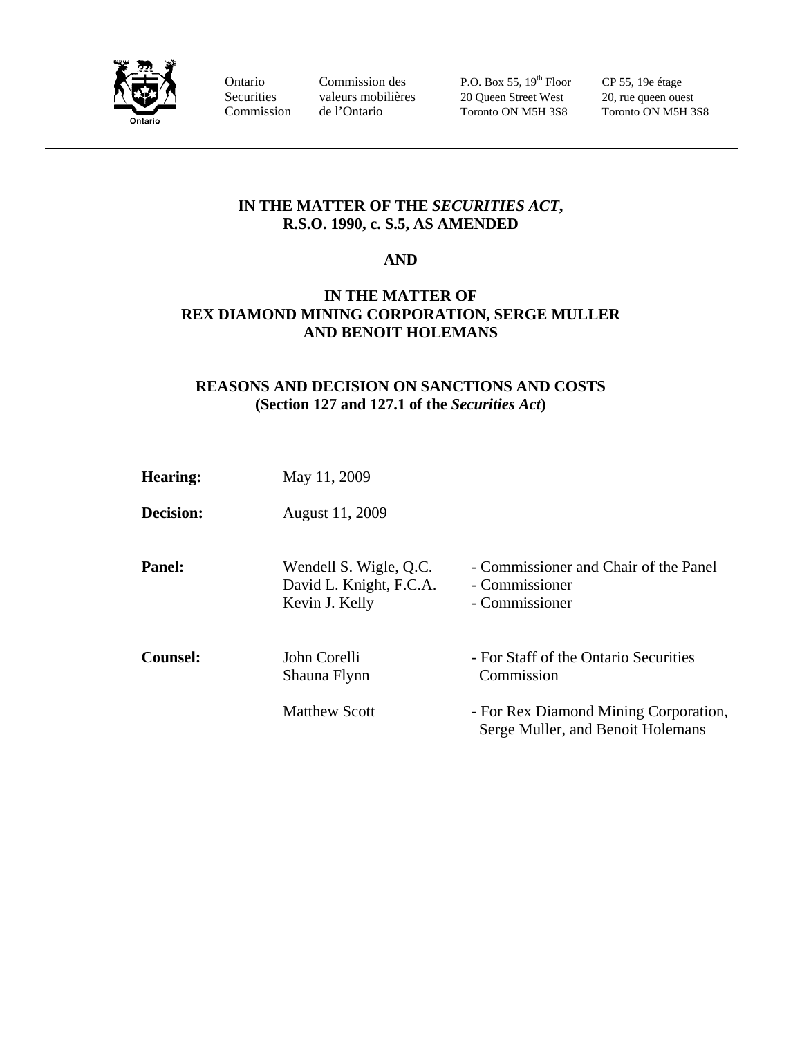Ontario Securities Commission | Commission des valeurs mobilières de l'Ontario | P.O. Box 55, 19th Floor, 20 Queen Street West, Toronto ON M5H 3S8 | CP 55, 19e étage, 20, rue queen ouest, Toronto ON M5H 3S8

---

**IN THE MATTER OF THE *SECURITIES ACT*, R.S.O. 1990, c. S.5, AS AMENDED**

**AND**

**IN THE MATTER OF REX DIAMOND MINING CORPORATION, SERGE MULLER AND BENOIT HOLEMANS**

**REASONS AND DECISION ON SANCTIONS AND COSTS (Section 127 and 127.1 of the *Securities Act*)**

| | | |
|---|---|---|
| **Hearing:** | May 11, 2009 | |
| **Decision:** | August 11, 2009 | |
| **Panel:** | Wendell S. Wigle, Q.C. | - Commissioner and Chair of the Panel |
| | David L. Knight, F.C.A. | - Commissioner |
| | Kevin J. Kelly | - Commissioner |
| **Counsel:** | John Corelli<br>Shauna Flynn | - For Staff of the Ontario Securities Commission |
| | Matthew Scott | - For Rex Diamond Mining Corporation, Serge Muller, and Benoit Holemans |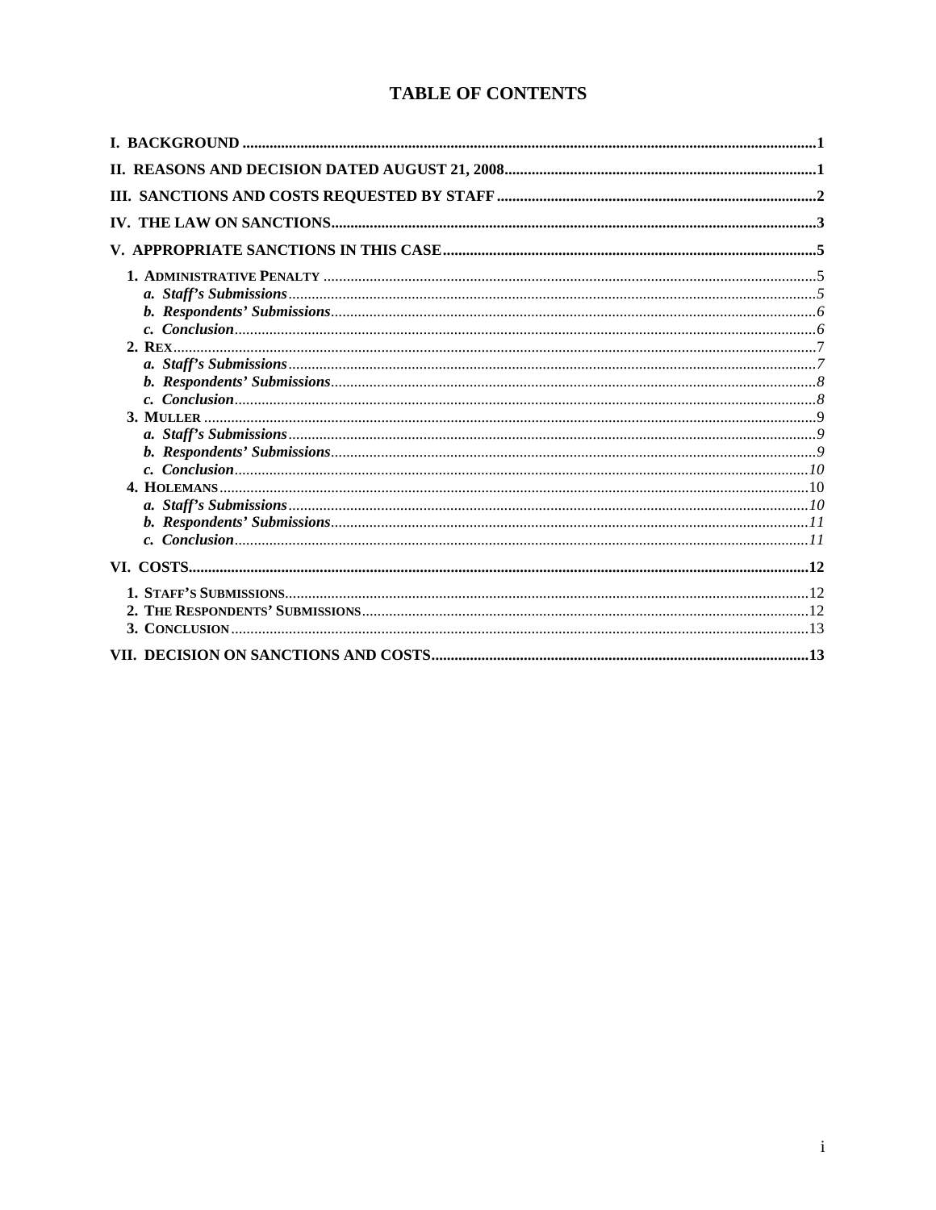# TABLE OF CONTENTS

**I. BACKGROUND** .......... **1**

**II. REASONS AND DECISION DATED AUGUST 21, 2008** .......... **1**

**III. SANCTIONS AND COSTS REQUESTED BY STAFF** .......... **2**

**IV. THE LAW ON SANCTIONS** .......... **3**

**V. APPROPRIATE SANCTIONS IN THIS CASE** .......... **5**

- **1. ADMINISTRATIVE PENALTY** .......... 5
  - ***a. Staff's Submissions*** .......... *5*
  - ***b. Respondents' Submissions*** .......... *6*
  - ***c. Conclusion*** .......... *6*
- **2. REX** .......... 7
  - ***a. Staff's Submissions*** .......... *7*
  - ***b. Respondents' Submissions*** .......... *8*
  - ***c. Conclusion*** .......... *8*
- **3. MULLER** .......... 9
  - ***a. Staff's Submissions*** .......... *9*
  - ***b. Respondents' Submissions*** .......... *9*
  - ***c. Conclusion*** .......... *10*
- **4. HOLEMANS** .......... 10
  - ***a. Staff's Submissions*** .......... *10*
  - ***b. Respondents' Submissions*** .......... *11*
  - ***c. Conclusion*** .......... *11*

**VI. COSTS** .......... **12**

- **1. STAFF'S SUBMISSIONS** .......... 12
- **2. THE RESPONDENTS' SUBMISSIONS** .......... 12
- **3. CONCLUSION** .......... 13

**VII. DECISION ON SANCTIONS AND COSTS** .......... **13**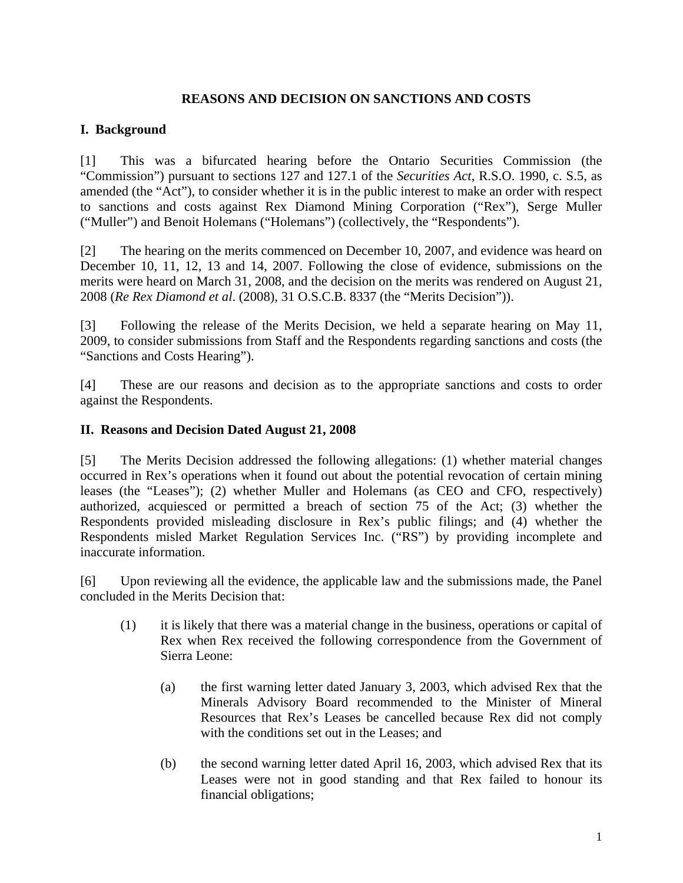**REASONS AND DECISION ON SANCTIONS AND COSTS**

## I. Background

[1] This was a bifurcated hearing before the Ontario Securities Commission (the "Commission") pursuant to sections 127 and 127.1 of the *Securities Act*, R.S.O. 1990, c. S.5, as amended (the "Act"), to consider whether it is in the public interest to make an order with respect to sanctions and costs against Rex Diamond Mining Corporation ("Rex"), Serge Muller ("Muller") and Benoit Holemans ("Holemans") (collectively, the "Respondents").

[2] The hearing on the merits commenced on December 10, 2007, and evidence was heard on December 10, 11, 12, 13 and 14, 2007. Following the close of evidence, submissions on the merits were heard on March 31, 2008, and the decision on the merits was rendered on August 21, 2008 (*Re Rex Diamond et al.* (2008), 31 O.S.C.B. 8337 (the "Merits Decision")).

[3] Following the release of the Merits Decision, we held a separate hearing on May 11, 2009, to consider submissions from Staff and the Respondents regarding sanctions and costs (the "Sanctions and Costs Hearing").

[4] These are our reasons and decision as to the appropriate sanctions and costs to order against the Respondents.

## II. Reasons and Decision Dated August 21, 2008

[5] The Merits Decision addressed the following allegations: (1) whether material changes occurred in Rex's operations when it found out about the potential revocation of certain mining leases (the "Leases"); (2) whether Muller and Holemans (as CEO and CFO, respectively) authorized, acquiesced or permitted a breach of section 75 of the Act; (3) whether the Respondents provided misleading disclosure in Rex's public filings; and (4) whether the Respondents misled Market Regulation Services Inc. ("RS") by providing incomplete and inaccurate information.

[6] Upon reviewing all the evidence, the applicable law and the submissions made, the Panel concluded in the Merits Decision that:

(1) it is likely that there was a material change in the business, operations or capital of Rex when Rex received the following correspondence from the Government of Sierra Leone:

   (a) the first warning letter dated January 3, 2003, which advised Rex that the Minerals Advisory Board recommended to the Minister of Mineral Resources that Rex's Leases be cancelled because Rex did not comply with the conditions set out in the Leases; and

   (b) the second warning letter dated April 16, 2003, which advised Rex that its Leases were not in good standing and that Rex failed to honour its financial obligations;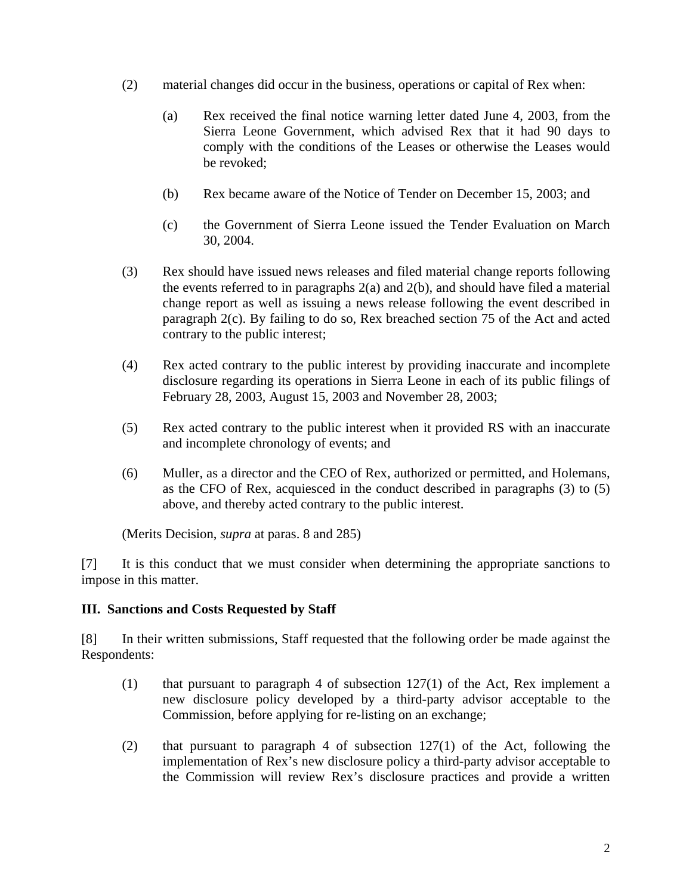(2) material changes did occur in the business, operations or capital of Rex when:

   (a) Rex received the final notice warning letter dated June 4, 2003, from the Sierra Leone Government, which advised Rex that it had 90 days to comply with the conditions of the Leases or otherwise the Leases would be revoked;

   (b) Rex became aware of the Notice of Tender on December 15, 2003; and

   (c) the Government of Sierra Leone issued the Tender Evaluation on March 30, 2004.

(3) Rex should have issued news releases and filed material change reports following the events referred to in paragraphs 2(a) and 2(b), and should have filed a material change report as well as issuing a news release following the event described in paragraph 2(c). By failing to do so, Rex breached section 75 of the Act and acted contrary to the public interest;

(4) Rex acted contrary to the public interest by providing inaccurate and incomplete disclosure regarding its operations in Sierra Leone in each of its public filings of February 28, 2003, August 15, 2003 and November 28, 2003;

(5) Rex acted contrary to the public interest when it provided RS with an inaccurate and incomplete chronology of events; and

(6) Muller, as a director and the CEO of Rex, authorized or permitted, and Holemans, as the CFO of Rex, acquiesced in the conduct described in paragraphs (3) to (5) above, and thereby acted contrary to the public interest.

(Merits Decision, *supra* at paras. 8 and 285)

[7] It is this conduct that we must consider when determining the appropriate sanctions to impose in this matter.

### III. Sanctions and Costs Requested by Staff

[8] In their written submissions, Staff requested that the following order be made against the Respondents:

(1) that pursuant to paragraph 4 of subsection 127(1) of the Act, Rex implement a new disclosure policy developed by a third-party advisor acceptable to the Commission, before applying for re-listing on an exchange;

(2) that pursuant to paragraph 4 of subsection 127(1) of the Act, following the implementation of Rex's new disclosure policy a third-party advisor acceptable to the Commission will review Rex's disclosure practices and provide a written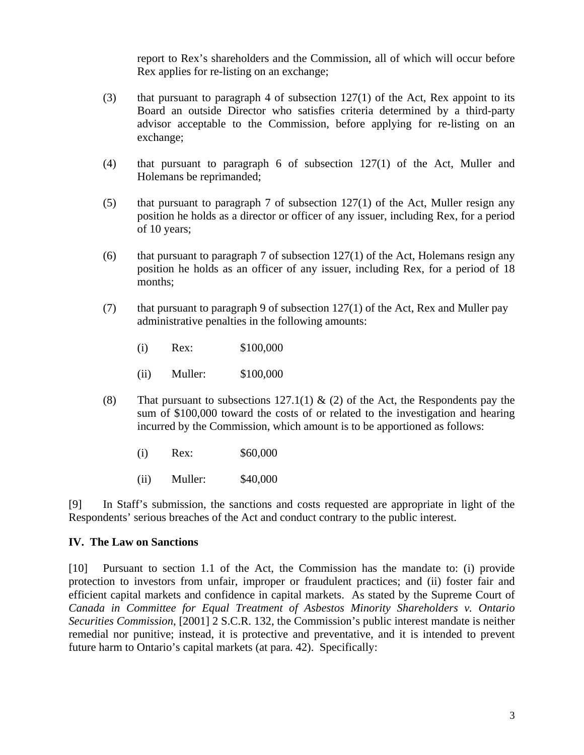report to Rex's shareholders and the Commission, all of which will occur before Rex applies for re-listing on an exchange;

(3) that pursuant to paragraph 4 of subsection 127(1) of the Act, Rex appoint to its Board an outside Director who satisfies criteria determined by a third-party advisor acceptable to the Commission, before applying for re-listing on an exchange;

(4) that pursuant to paragraph 6 of subsection 127(1) of the Act, Muller and Holemans be reprimanded;

(5) that pursuant to paragraph 7 of subsection 127(1) of the Act, Muller resign any position he holds as a director or officer of any issuer, including Rex, for a period of 10 years;

(6) that pursuant to paragraph 7 of subsection 127(1) of the Act, Holemans resign any position he holds as an officer of any issuer, including Rex, for a period of 18 months;

(7) that pursuant to paragraph 9 of subsection 127(1) of the Act, Rex and Muller pay administrative penalties in the following amounts:

(i) Rex: $100,000

(ii) Muller: $100,000

(8) That pursuant to subsections 127.1(1) & (2) of the Act, the Respondents pay the sum of $100,000 toward the costs of or related to the investigation and hearing incurred by the Commission, which amount is to be apportioned as follows:

(i) Rex: $60,000

(ii) Muller: $40,000

[9] In Staff's submission, the sanctions and costs requested are appropriate in light of the Respondents' serious breaches of the Act and conduct contrary to the public interest.

## IV. The Law on Sanctions

[10] Pursuant to section 1.1 of the Act, the Commission has the mandate to: (i) provide protection to investors from unfair, improper or fraudulent practices; and (ii) foster fair and efficient capital markets and confidence in capital markets. As stated by the Supreme Court of Canada in *Committee for Equal Treatment of Asbestos Minority Shareholders v. Ontario Securities Commission*, [2001] 2 S.C.R. 132, the Commission's public interest mandate is neither remedial nor punitive; instead, it is protective and preventative, and it is intended to prevent future harm to Ontario's capital markets (at para. 42). Specifically: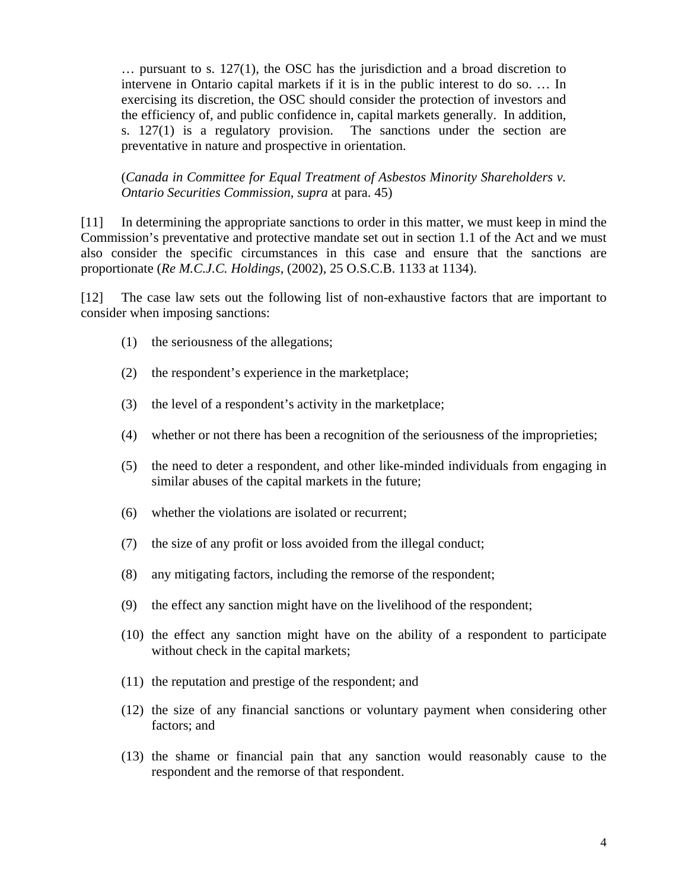> … pursuant to s. 127(1), the OSC has the jurisdiction and a broad discretion to intervene in Ontario capital markets if it is in the public interest to do so. … In exercising its discretion, the OSC should consider the protection of investors and the efficiency of, and public confidence in, capital markets generally. In addition, s. 127(1) is a regulatory provision. The sanctions under the section are preventative in nature and prospective in orientation.
>
> (*Canada in Committee for Equal Treatment of Asbestos Minority Shareholders v. Ontario Securities Commission*, *supra* at para. 45)

[11] In determining the appropriate sanctions to order in this matter, we must keep in mind the Commission's preventative and protective mandate set out in section 1.1 of the Act and we must also consider the specific circumstances in this case and ensure that the sanctions are proportionate (*Re M.C.J.C. Holdings*, (2002), 25 O.S.C.B. 1133 at 1134).

[12] The case law sets out the following list of non-exhaustive factors that are important to consider when imposing sanctions:

(1) the seriousness of the allegations;

(2) the respondent's experience in the marketplace;

(3) the level of a respondent's activity in the marketplace;

(4) whether or not there has been a recognition of the seriousness of the improprieties;

(5) the need to deter a respondent, and other like-minded individuals from engaging in similar abuses of the capital markets in the future;

(6) whether the violations are isolated or recurrent;

(7) the size of any profit or loss avoided from the illegal conduct;

(8) any mitigating factors, including the remorse of the respondent;

(9) the effect any sanction might have on the livelihood of the respondent;

(10) the effect any sanction might have on the ability of a respondent to participate without check in the capital markets;

(11) the reputation and prestige of the respondent; and

(12) the size of any financial sanctions or voluntary payment when considering other factors; and

(13) the shame or financial pain that any sanction would reasonably cause to the respondent and the remorse of that respondent.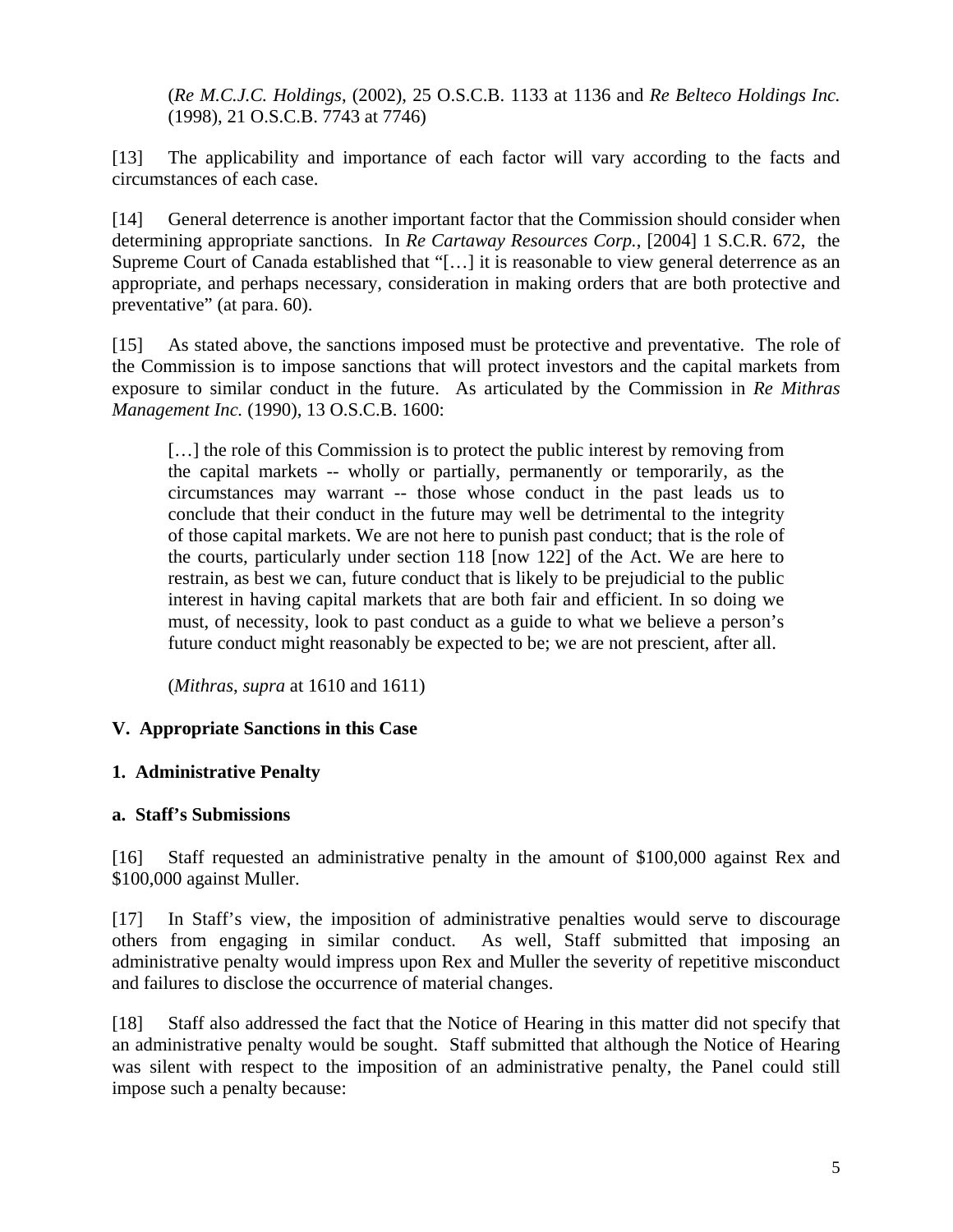(*Re M.C.J.C. Holdings*, (2002), 25 O.S.C.B. 1133 at 1136 and *Re Belteco Holdings Inc.* (1998), 21 O.S.C.B. 7743 at 7746)

[13] The applicability and importance of each factor will vary according to the facts and circumstances of each case.

[14] General deterrence is another important factor that the Commission should consider when determining appropriate sanctions. In *Re Cartaway Resources Corp.*, [2004] 1 S.C.R. 672, the Supreme Court of Canada established that "[…] it is reasonable to view general deterrence as an appropriate, and perhaps necessary, consideration in making orders that are both protective and preventative" (at para. 60).

[15] As stated above, the sanctions imposed must be protective and preventative. The role of the Commission is to impose sanctions that will protect investors and the capital markets from exposure to similar conduct in the future. As articulated by the Commission in *Re Mithras Management Inc.* (1990), 13 O.S.C.B. 1600:

> […] the role of this Commission is to protect the public interest by removing from the capital markets -- wholly or partially, permanently or temporarily, as the circumstances may warrant -- those whose conduct in the past leads us to conclude that their conduct in the future may well be detrimental to the integrity of those capital markets. We are not here to punish past conduct; that is the role of the courts, particularly under section 118 [now 122] of the Act. We are here to restrain, as best we can, future conduct that is likely to be prejudicial to the public interest in having capital markets that are both fair and efficient. In so doing we must, of necessity, look to past conduct as a guide to what we believe a person's future conduct might reasonably be expected to be; we are not prescient, after all.
>
> (*Mithras*, *supra* at 1610 and 1611)

## V. Appropriate Sanctions in this Case

### 1. Administrative Penalty

#### a. Staff's Submissions

[16] Staff requested an administrative penalty in the amount of $100,000 against Rex and $100,000 against Muller.

[17] In Staff's view, the imposition of administrative penalties would serve to discourage others from engaging in similar conduct. As well, Staff submitted that imposing an administrative penalty would impress upon Rex and Muller the severity of repetitive misconduct and failures to disclose the occurrence of material changes.

[18] Staff also addressed the fact that the Notice of Hearing in this matter did not specify that an administrative penalty would be sought. Staff submitted that although the Notice of Hearing was silent with respect to the imposition of an administrative penalty, the Panel could still impose such a penalty because: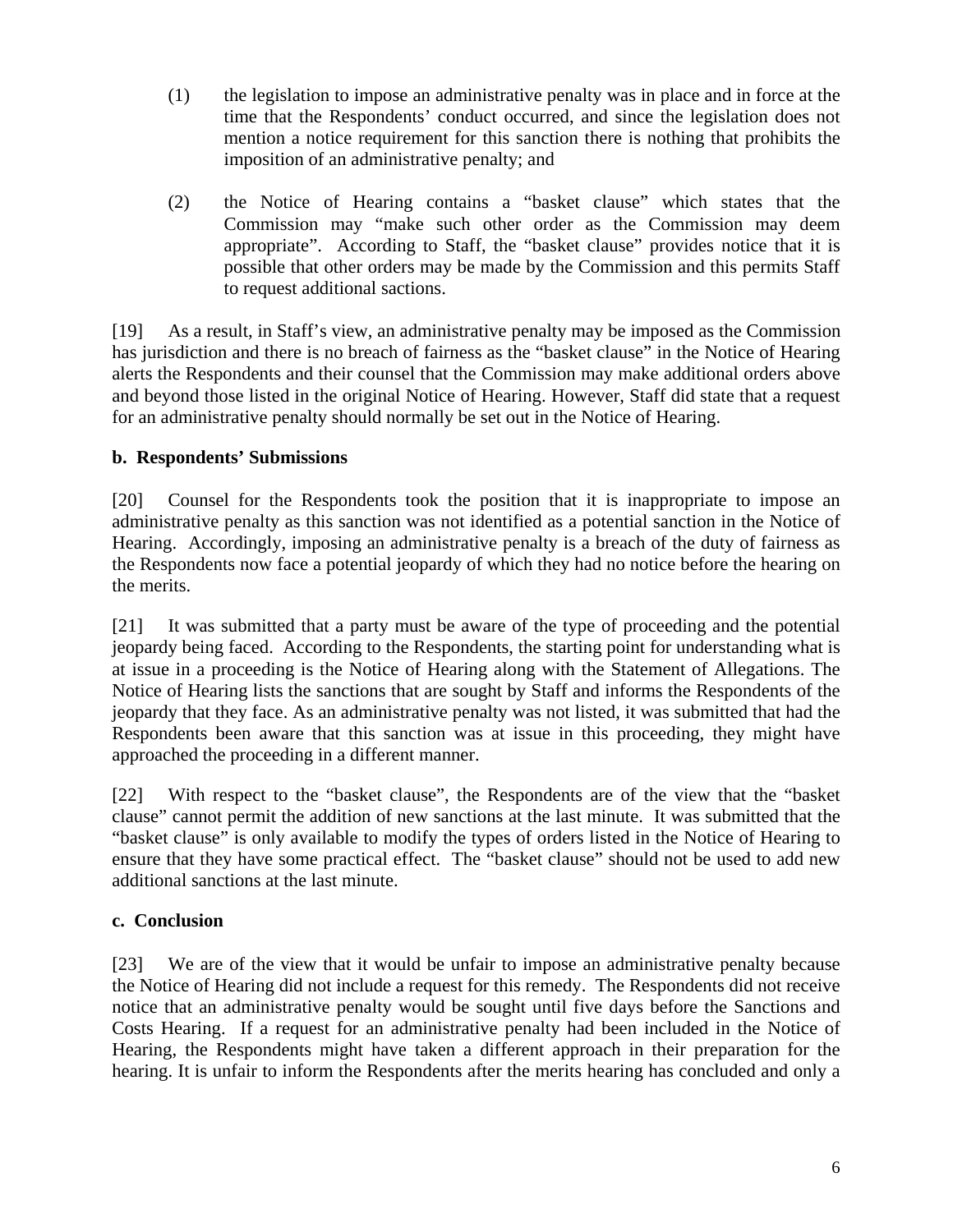(1) the legislation to impose an administrative penalty was in place and in force at the time that the Respondents' conduct occurred, and since the legislation does not mention a notice requirement for this sanction there is nothing that prohibits the imposition of an administrative penalty; and

(2) the Notice of Hearing contains a "basket clause" which states that the Commission may "make such other order as the Commission may deem appropriate". According to Staff, the "basket clause" provides notice that it is possible that other orders may be made by the Commission and this permits Staff to request additional sactions.

[19] As a result, in Staff's view, an administrative penalty may be imposed as the Commission has jurisdiction and there is no breach of fairness as the "basket clause" in the Notice of Hearing alerts the Respondents and their counsel that the Commission may make additional orders above and beyond those listed in the original Notice of Hearing. However, Staff did state that a request for an administrative penalty should normally be set out in the Notice of Hearing.

**b. Respondents' Submissions**

[20] Counsel for the Respondents took the position that it is inappropriate to impose an administrative penalty as this sanction was not identified as a potential sanction in the Notice of Hearing. Accordingly, imposing an administrative penalty is a breach of the duty of fairness as the Respondents now face a potential jeopardy of which they had no notice before the hearing on the merits.

[21] It was submitted that a party must be aware of the type of proceeding and the potential jeopardy being faced. According to the Respondents, the starting point for understanding what is at issue in a proceeding is the Notice of Hearing along with the Statement of Allegations. The Notice of Hearing lists the sanctions that are sought by Staff and informs the Respondents of the jeopardy that they face. As an administrative penalty was not listed, it was submitted that had the Respondents been aware that this sanction was at issue in this proceeding, they might have approached the proceeding in a different manner.

[22] With respect to the "basket clause", the Respondents are of the view that the "basket clause" cannot permit the addition of new sanctions at the last minute. It was submitted that the "basket clause" is only available to modify the types of orders listed in the Notice of Hearing to ensure that they have some practical effect. The "basket clause" should not be used to add new additional sanctions at the last minute.

**c. Conclusion**

[23] We are of the view that it would be unfair to impose an administrative penalty because the Notice of Hearing did not include a request for this remedy. The Respondents did not receive notice that an administrative penalty would be sought until five days before the Sanctions and Costs Hearing. If a request for an administrative penalty had been included in the Notice of Hearing, the Respondents might have taken a different approach in their preparation for the hearing. It is unfair to inform the Respondents after the merits hearing has concluded and only a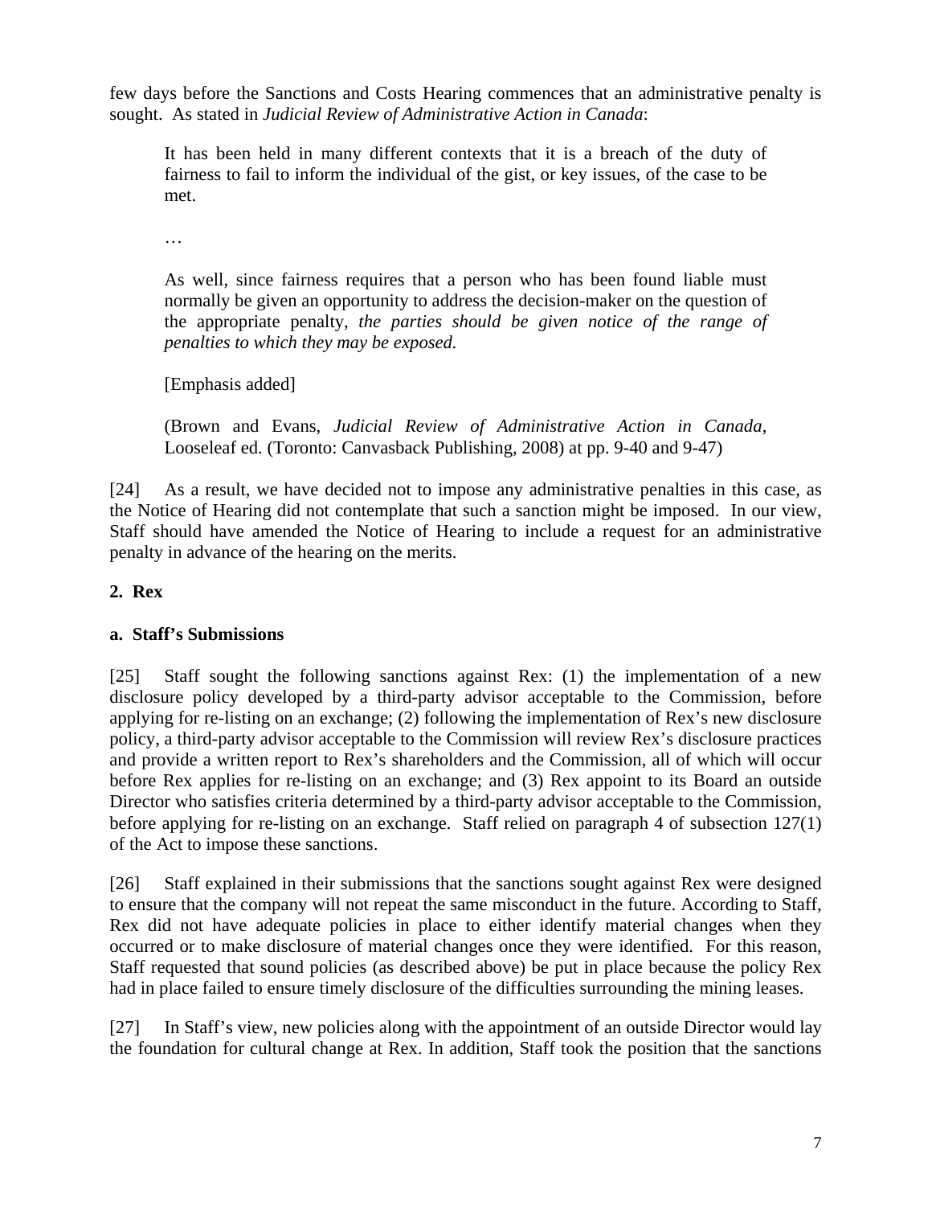few days before the Sanctions and Costs Hearing commences that an administrative penalty is sought. As stated in *Judicial Review of Administrative Action in Canada*:

> It has been held in many different contexts that it is a breach of the duty of fairness to fail to inform the individual of the gist, or key issues, of the case to be met.
>
> …
>
> As well, since fairness requires that a person who has been found liable must normally be given an opportunity to address the decision-maker on the question of the appropriate penalty, *the parties should be given notice of the range of penalties to which they may be exposed.*
>
> [Emphasis added]
>
> (Brown and Evans, *Judicial Review of Administrative Action in Canada*, Looseleaf ed. (Toronto: Canvasback Publishing, 2008) at pp. 9-40 and 9-47)

[24] As a result, we have decided not to impose any administrative penalties in this case, as the Notice of Hearing did not contemplate that such a sanction might be imposed. In our view, Staff should have amended the Notice of Hearing to include a request for an administrative penalty in advance of the hearing on the merits.

**2. Rex**

**a. Staff's Submissions**

[25] Staff sought the following sanctions against Rex: (1) the implementation of a new disclosure policy developed by a third-party advisor acceptable to the Commission, before applying for re-listing on an exchange; (2) following the implementation of Rex's new disclosure policy, a third-party advisor acceptable to the Commission will review Rex's disclosure practices and provide a written report to Rex's shareholders and the Commission, all of which will occur before Rex applies for re-listing on an exchange; and (3) Rex appoint to its Board an outside Director who satisfies criteria determined by a third-party advisor acceptable to the Commission, before applying for re-listing on an exchange. Staff relied on paragraph 4 of subsection 127(1) of the Act to impose these sanctions.

[26] Staff explained in their submissions that the sanctions sought against Rex were designed to ensure that the company will not repeat the same misconduct in the future. According to Staff, Rex did not have adequate policies in place to either identify material changes when they occurred or to make disclosure of material changes once they were identified. For this reason, Staff requested that sound policies (as described above) be put in place because the policy Rex had in place failed to ensure timely disclosure of the difficulties surrounding the mining leases.

[27] In Staff's view, new policies along with the appointment of an outside Director would lay the foundation for cultural change at Rex. In addition, Staff took the position that the sanctions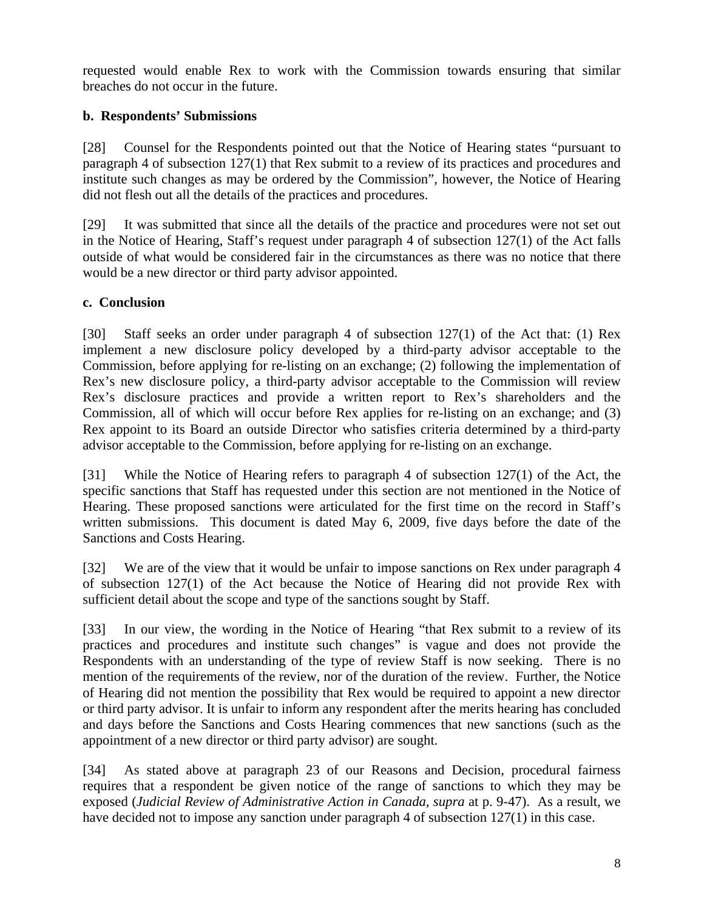requested would enable Rex to work with the Commission towards ensuring that similar breaches do not occur in the future.

**b. Respondents' Submissions**

[28] Counsel for the Respondents pointed out that the Notice of Hearing states "pursuant to paragraph 4 of subsection 127(1) that Rex submit to a review of its practices and procedures and institute such changes as may be ordered by the Commission", however, the Notice of Hearing did not flesh out all the details of the practices and procedures.

[29] It was submitted that since all the details of the practice and procedures were not set out in the Notice of Hearing, Staff's request under paragraph 4 of subsection 127(1) of the Act falls outside of what would be considered fair in the circumstances as there was no notice that there would be a new director or third party advisor appointed.

**c. Conclusion**

[30] Staff seeks an order under paragraph 4 of subsection 127(1) of the Act that: (1) Rex implement a new disclosure policy developed by a third-party advisor acceptable to the Commission, before applying for re-listing on an exchange; (2) following the implementation of Rex's new disclosure policy, a third-party advisor acceptable to the Commission will review Rex's disclosure practices and provide a written report to Rex's shareholders and the Commission, all of which will occur before Rex applies for re-listing on an exchange; and (3) Rex appoint to its Board an outside Director who satisfies criteria determined by a third-party advisor acceptable to the Commission, before applying for re-listing on an exchange.

[31] While the Notice of Hearing refers to paragraph 4 of subsection 127(1) of the Act, the specific sanctions that Staff has requested under this section are not mentioned in the Notice of Hearing. These proposed sanctions were articulated for the first time on the record in Staff's written submissions. This document is dated May 6, 2009, five days before the date of the Sanctions and Costs Hearing.

[32] We are of the view that it would be unfair to impose sanctions on Rex under paragraph 4 of subsection 127(1) of the Act because the Notice of Hearing did not provide Rex with sufficient detail about the scope and type of the sanctions sought by Staff.

[33] In our view, the wording in the Notice of Hearing "that Rex submit to a review of its practices and procedures and institute such changes" is vague and does not provide the Respondents with an understanding of the type of review Staff is now seeking. There is no mention of the requirements of the review, nor of the duration of the review. Further, the Notice of Hearing did not mention the possibility that Rex would be required to appoint a new director or third party advisor. It is unfair to inform any respondent after the merits hearing has concluded and days before the Sanctions and Costs Hearing commences that new sanctions (such as the appointment of a new director or third party advisor) are sought.

[34] As stated above at paragraph 23 of our Reasons and Decision, procedural fairness requires that a respondent be given notice of the range of sanctions to which they may be exposed (*Judicial Review of Administrative Action in Canada*, *supra* at p. 9-47). As a result, we have decided not to impose any sanction under paragraph 4 of subsection 127(1) in this case.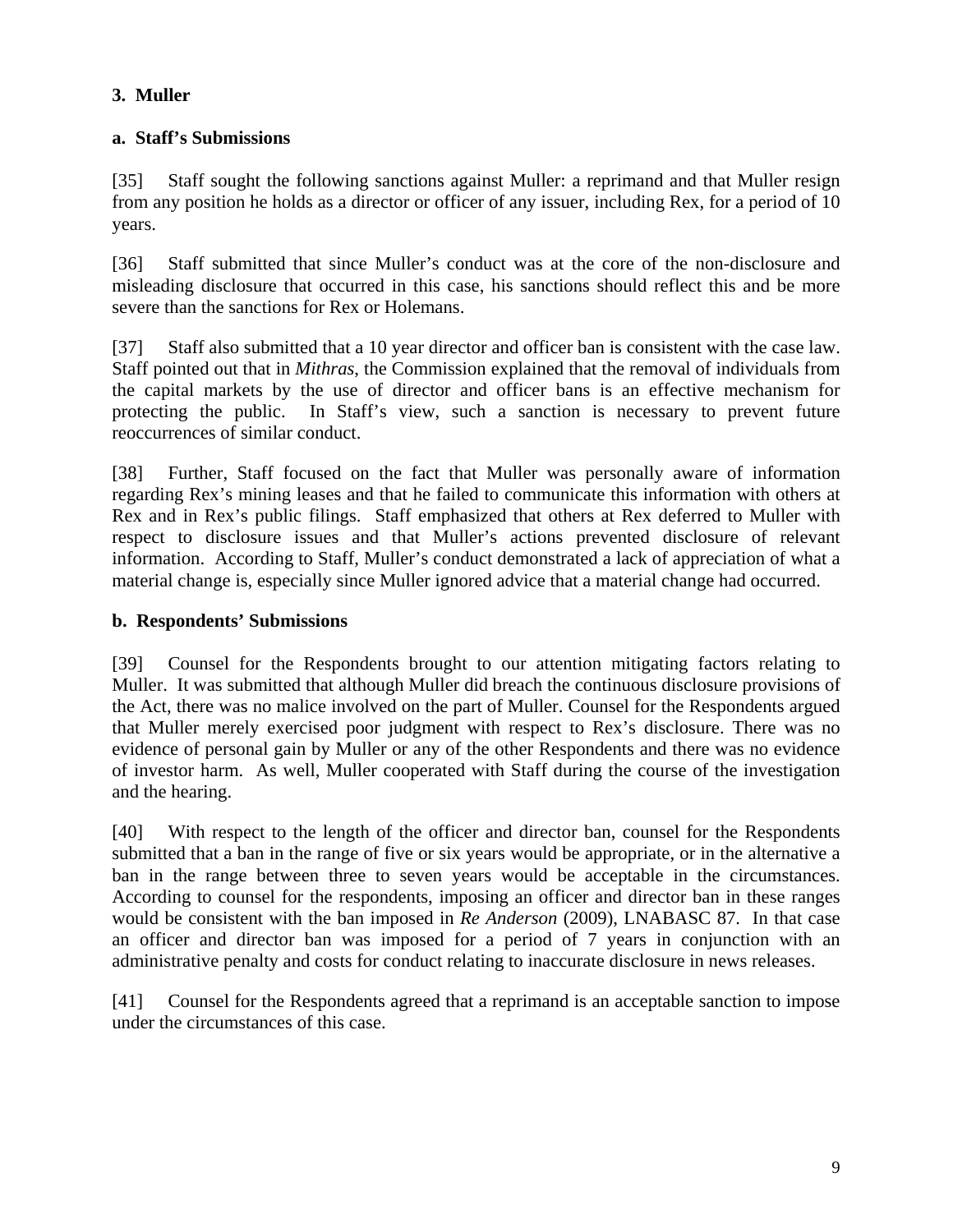### 3. Muller

#### a. Staff's Submissions

[35] Staff sought the following sanctions against Muller: a reprimand and that Muller resign from any position he holds as a director or officer of any issuer, including Rex, for a period of 10 years.

[36] Staff submitted that since Muller's conduct was at the core of the non-disclosure and misleading disclosure that occurred in this case, his sanctions should reflect this and be more severe than the sanctions for Rex or Holemans.

[37] Staff also submitted that a 10 year director and officer ban is consistent with the case law. Staff pointed out that in *Mithras*, the Commission explained that the removal of individuals from the capital markets by the use of director and officer bans is an effective mechanism for protecting the public. In Staff's view, such a sanction is necessary to prevent future reoccurrences of similar conduct.

[38] Further, Staff focused on the fact that Muller was personally aware of information regarding Rex's mining leases and that he failed to communicate this information with others at Rex and in Rex's public filings. Staff emphasized that others at Rex deferred to Muller with respect to disclosure issues and that Muller's actions prevented disclosure of relevant information. According to Staff, Muller's conduct demonstrated a lack of appreciation of what a material change is, especially since Muller ignored advice that a material change had occurred.

#### b. Respondents' Submissions

[39] Counsel for the Respondents brought to our attention mitigating factors relating to Muller. It was submitted that although Muller did breach the continuous disclosure provisions of the Act, there was no malice involved on the part of Muller. Counsel for the Respondents argued that Muller merely exercised poor judgment with respect to Rex's disclosure. There was no evidence of personal gain by Muller or any of the other Respondents and there was no evidence of investor harm. As well, Muller cooperated with Staff during the course of the investigation and the hearing.

[40] With respect to the length of the officer and director ban, counsel for the Respondents submitted that a ban in the range of five or six years would be appropriate, or in the alternative a ban in the range between three to seven years would be acceptable in the circumstances. According to counsel for the respondents, imposing an officer and director ban in these ranges would be consistent with the ban imposed in *Re Anderson* (2009), LNABASC 87. In that case an officer and director ban was imposed for a period of 7 years in conjunction with an administrative penalty and costs for conduct relating to inaccurate disclosure in news releases.

[41] Counsel for the Respondents agreed that a reprimand is an acceptable sanction to impose under the circumstances of this case.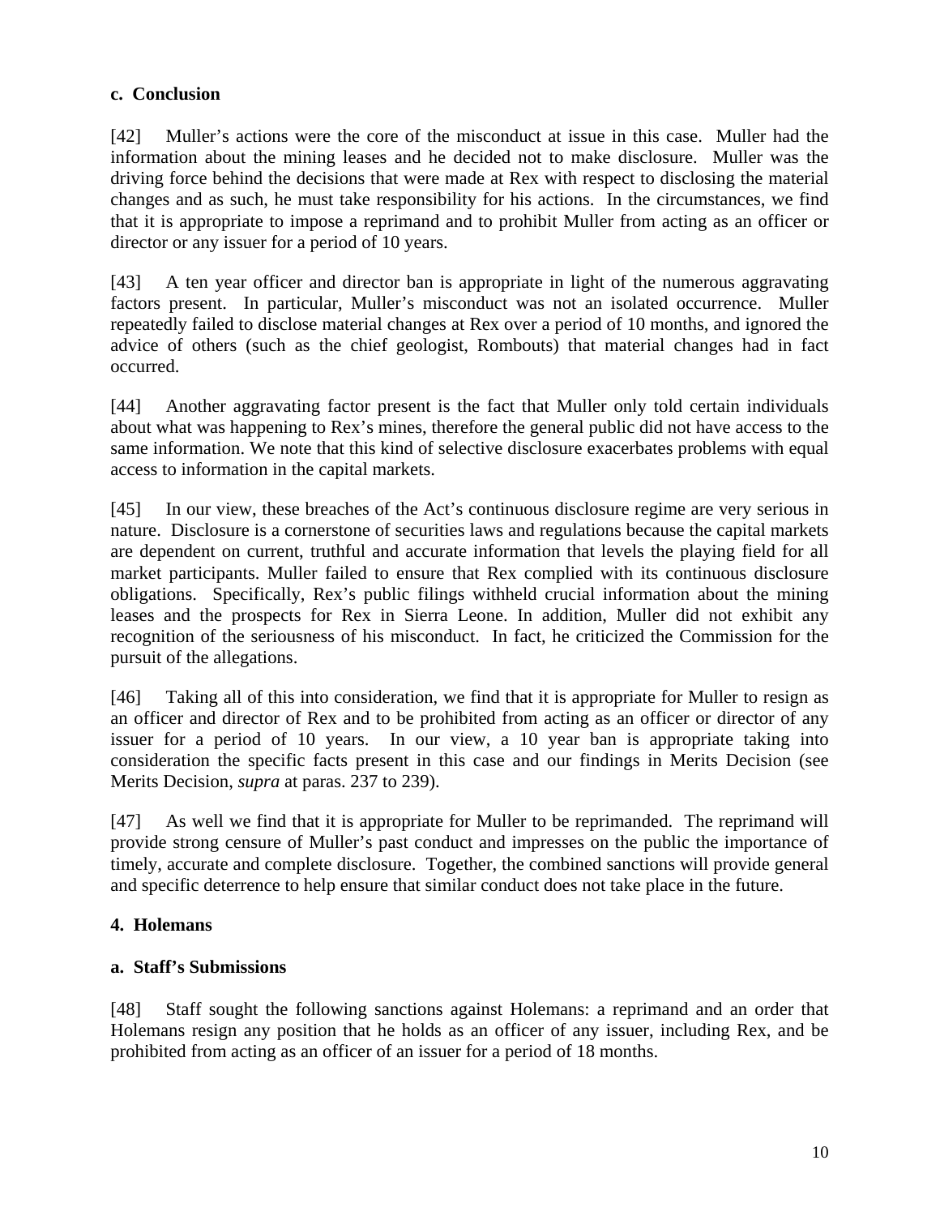### c. Conclusion

[42] Muller's actions were the core of the misconduct at issue in this case. Muller had the information about the mining leases and he decided not to make disclosure. Muller was the driving force behind the decisions that were made at Rex with respect to disclosing the material changes and as such, he must take responsibility for his actions. In the circumstances, we find that it is appropriate to impose a reprimand and to prohibit Muller from acting as an officer or director or any issuer for a period of 10 years.

[43] A ten year officer and director ban is appropriate in light of the numerous aggravating factors present. In particular, Muller's misconduct was not an isolated occurrence. Muller repeatedly failed to disclose material changes at Rex over a period of 10 months, and ignored the advice of others (such as the chief geologist, Rombouts) that material changes had in fact occurred.

[44] Another aggravating factor present is the fact that Muller only told certain individuals about what was happening to Rex's mines, therefore the general public did not have access to the same information. We note that this kind of selective disclosure exacerbates problems with equal access to information in the capital markets.

[45] In our view, these breaches of the Act's continuous disclosure regime are very serious in nature. Disclosure is a cornerstone of securities laws and regulations because the capital markets are dependent on current, truthful and accurate information that levels the playing field for all market participants. Muller failed to ensure that Rex complied with its continuous disclosure obligations. Specifically, Rex's public filings withheld crucial information about the mining leases and the prospects for Rex in Sierra Leone. In addition, Muller did not exhibit any recognition of the seriousness of his misconduct. In fact, he criticized the Commission for the pursuit of the allegations.

[46] Taking all of this into consideration, we find that it is appropriate for Muller to resign as an officer and director of Rex and to be prohibited from acting as an officer or director of any issuer for a period of 10 years. In our view, a 10 year ban is appropriate taking into consideration the specific facts present in this case and our findings in Merits Decision (see Merits Decision, *supra* at paras. 237 to 239).

[47] As well we find that it is appropriate for Muller to be reprimanded. The reprimand will provide strong censure of Muller's past conduct and impresses on the public the importance of timely, accurate and complete disclosure. Together, the combined sanctions will provide general and specific deterrence to help ensure that similar conduct does not take place in the future.

## 4. Holemans

### a. Staff's Submissions

[48] Staff sought the following sanctions against Holemans: a reprimand and an order that Holemans resign any position that he holds as an officer of any issuer, including Rex, and be prohibited from acting as an officer of an issuer for a period of 18 months.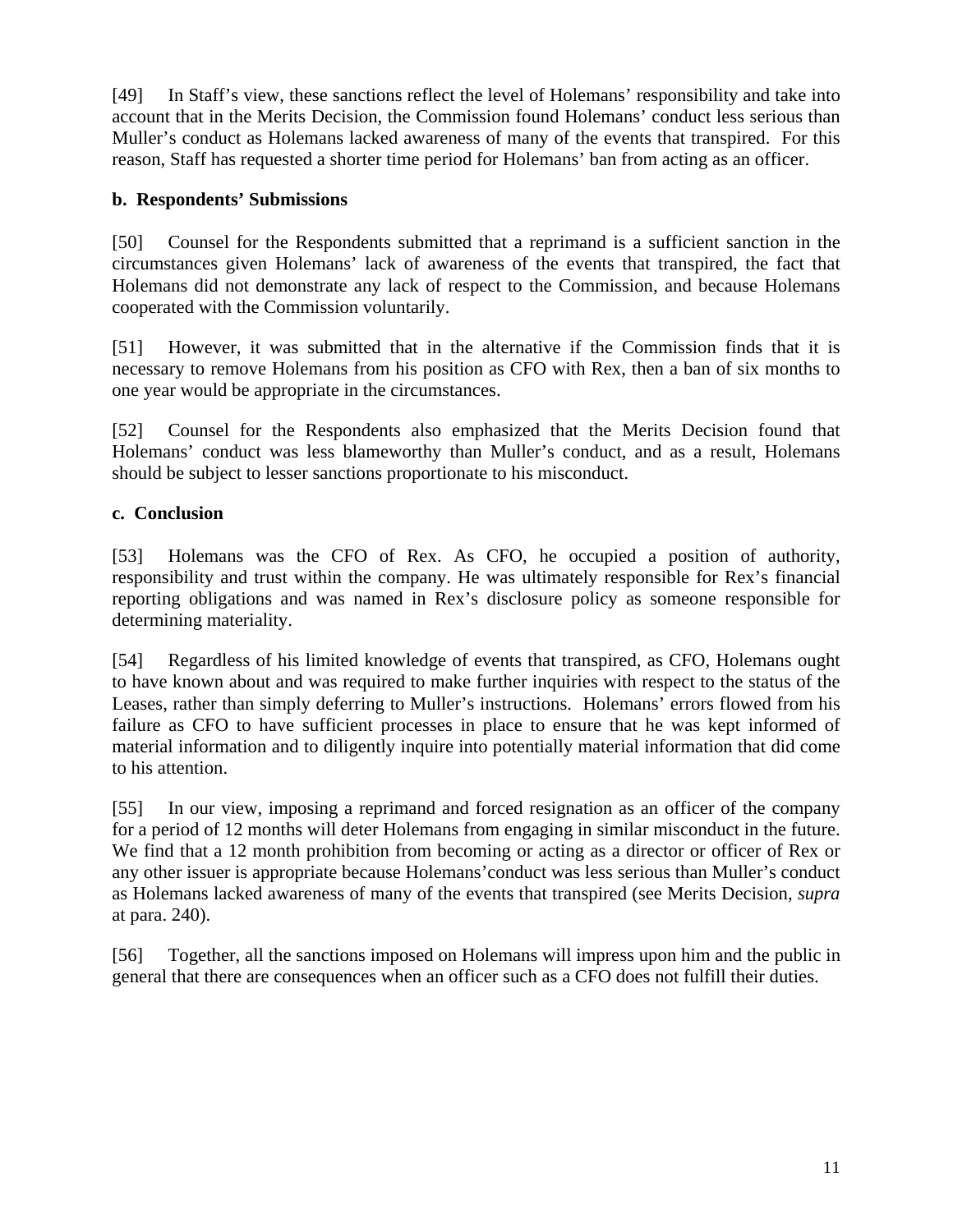[49] In Staff's view, these sanctions reflect the level of Holemans' responsibility and take into account that in the Merits Decision, the Commission found Holemans' conduct less serious than Muller's conduct as Holemans lacked awareness of many of the events that transpired. For this reason, Staff has requested a shorter time period for Holemans' ban from acting as an officer.

**b. Respondents' Submissions**

[50] Counsel for the Respondents submitted that a reprimand is a sufficient sanction in the circumstances given Holemans' lack of awareness of the events that transpired, the fact that Holemans did not demonstrate any lack of respect to the Commission, and because Holemans cooperated with the Commission voluntarily.

[51] However, it was submitted that in the alternative if the Commission finds that it is necessary to remove Holemans from his position as CFO with Rex, then a ban of six months to one year would be appropriate in the circumstances.

[52] Counsel for the Respondents also emphasized that the Merits Decision found that Holemans' conduct was less blameworthy than Muller's conduct, and as a result, Holemans should be subject to lesser sanctions proportionate to his misconduct.

**c. Conclusion**

[53] Holemans was the CFO of Rex. As CFO, he occupied a position of authority, responsibility and trust within the company. He was ultimately responsible for Rex's financial reporting obligations and was named in Rex's disclosure policy as someone responsible for determining materiality.

[54] Regardless of his limited knowledge of events that transpired, as CFO, Holemans ought to have known about and was required to make further inquiries with respect to the status of the Leases, rather than simply deferring to Muller's instructions. Holemans' errors flowed from his failure as CFO to have sufficient processes in place to ensure that he was kept informed of material information and to diligently inquire into potentially material information that did come to his attention.

[55] In our view, imposing a reprimand and forced resignation as an officer of the company for a period of 12 months will deter Holemans from engaging in similar misconduct in the future. We find that a 12 month prohibition from becoming or acting as a director or officer of Rex or any other issuer is appropriate because Holemans'conduct was less serious than Muller's conduct as Holemans lacked awareness of many of the events that transpired (see Merits Decision, *supra* at para. 240).

[56] Together, all the sanctions imposed on Holemans will impress upon him and the public in general that there are consequences when an officer such as a CFO does not fulfill their duties.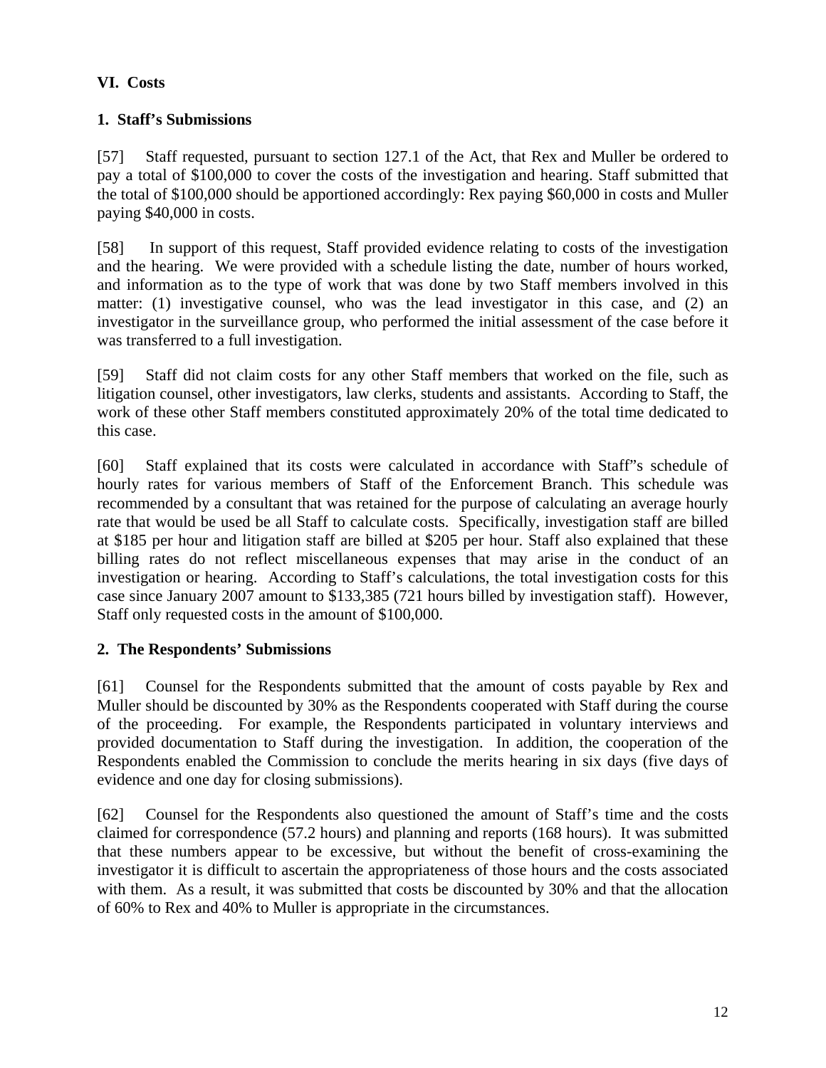## VI. Costs

### 1. Staff's Submissions

[57] Staff requested, pursuant to section 127.1 of the Act, that Rex and Muller be ordered to pay a total of $100,000 to cover the costs of the investigation and hearing. Staff submitted that the total of $100,000 should be apportioned accordingly: Rex paying $60,000 in costs and Muller paying $40,000 in costs.

[58] In support of this request, Staff provided evidence relating to costs of the investigation and the hearing. We were provided with a schedule listing the date, number of hours worked, and information as to the type of work that was done by two Staff members involved in this matter: (1) investigative counsel, who was the lead investigator in this case, and (2) an investigator in the surveillance group, who performed the initial assessment of the case before it was transferred to a full investigation.

[59] Staff did not claim costs for any other Staff members that worked on the file, such as litigation counsel, other investigators, law clerks, students and assistants. According to Staff, the work of these other Staff members constituted approximately 20% of the total time dedicated to this case.

[60] Staff explained that its costs were calculated in accordance with Staff"s schedule of hourly rates for various members of Staff of the Enforcement Branch. This schedule was recommended by a consultant that was retained for the purpose of calculating an average hourly rate that would be used be all Staff to calculate costs. Specifically, investigation staff are billed at $185 per hour and litigation staff are billed at $205 per hour. Staff also explained that these billing rates do not reflect miscellaneous expenses that may arise in the conduct of an investigation or hearing. According to Staff's calculations, the total investigation costs for this case since January 2007 amount to $133,385 (721 hours billed by investigation staff). However, Staff only requested costs in the amount of $100,000.

### 2. The Respondents' Submissions

[61] Counsel for the Respondents submitted that the amount of costs payable by Rex and Muller should be discounted by 30% as the Respondents cooperated with Staff during the course of the proceeding. For example, the Respondents participated in voluntary interviews and provided documentation to Staff during the investigation. In addition, the cooperation of the Respondents enabled the Commission to conclude the merits hearing in six days (five days of evidence and one day for closing submissions).

[62] Counsel for the Respondents also questioned the amount of Staff's time and the costs claimed for correspondence (57.2 hours) and planning and reports (168 hours). It was submitted that these numbers appear to be excessive, but without the benefit of cross-examining the investigator it is difficult to ascertain the appropriateness of those hours and the costs associated with them. As a result, it was submitted that costs be discounted by 30% and that the allocation of 60% to Rex and 40% to Muller is appropriate in the circumstances.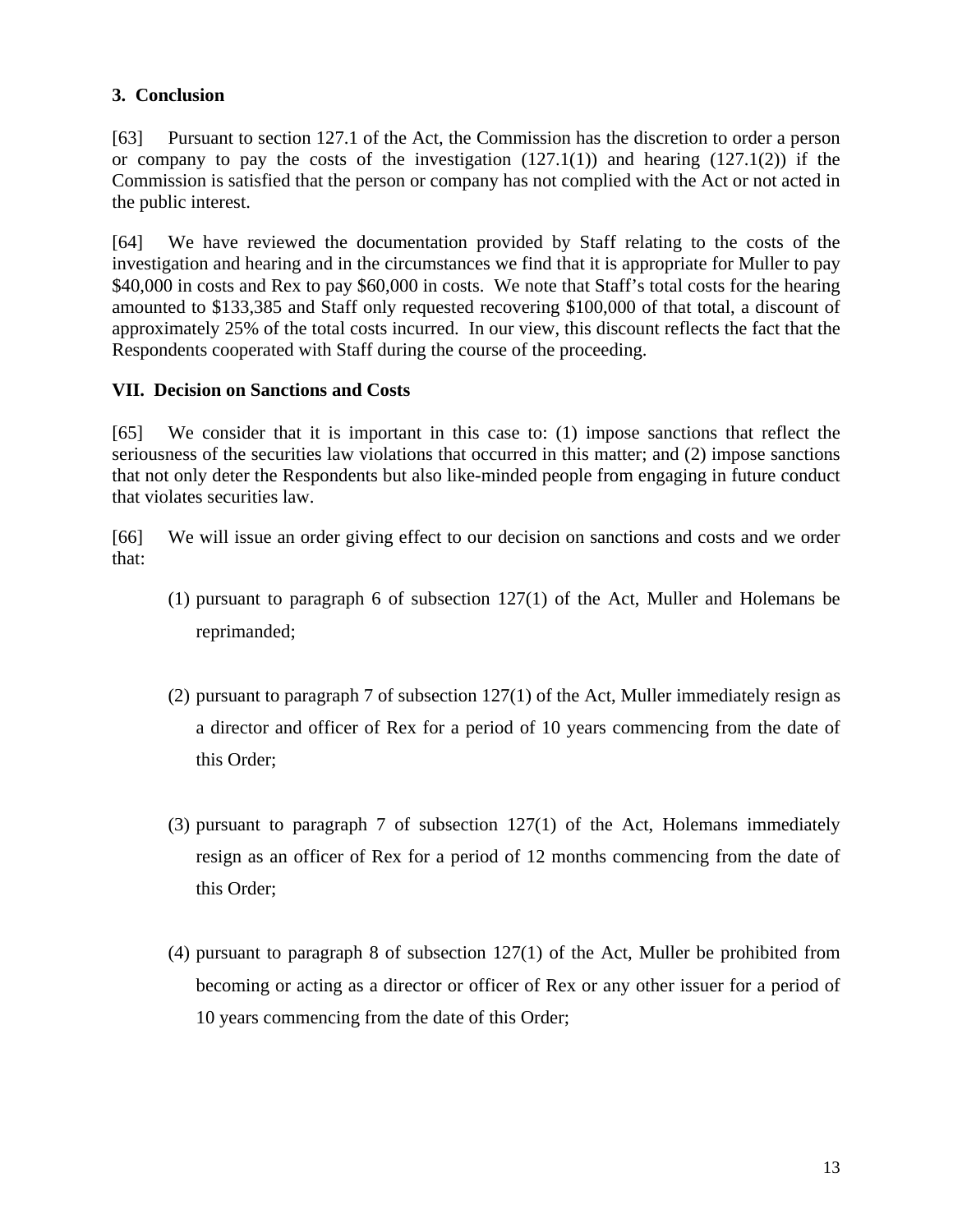### 3. Conclusion

[63] Pursuant to section 127.1 of the Act, the Commission has the discretion to order a person or company to pay the costs of the investigation (127.1(1)) and hearing (127.1(2)) if the Commission is satisfied that the person or company has not complied with the Act or not acted in the public interest.

[64] We have reviewed the documentation provided by Staff relating to the costs of the investigation and hearing and in the circumstances we find that it is appropriate for Muller to pay $40,000 in costs and Rex to pay $60,000 in costs. We note that Staff's total costs for the hearing amounted to $133,385 and Staff only requested recovering $100,000 of that total, a discount of approximately 25% of the total costs incurred. In our view, this discount reflects the fact that the Respondents cooperated with Staff during the course of the proceeding.

## VII. Decision on Sanctions and Costs

[65] We consider that it is important in this case to: (1) impose sanctions that reflect the seriousness of the securities law violations that occurred in this matter; and (2) impose sanctions that not only deter the Respondents but also like-minded people from engaging in future conduct that violates securities law.

[66] We will issue an order giving effect to our decision on sanctions and costs and we order that:

(1) pursuant to paragraph 6 of subsection 127(1) of the Act, Muller and Holemans be reprimanded;

(2) pursuant to paragraph 7 of subsection 127(1) of the Act, Muller immediately resign as a director and officer of Rex for a period of 10 years commencing from the date of this Order;

(3) pursuant to paragraph 7 of subsection 127(1) of the Act, Holemans immediately resign as an officer of Rex for a period of 12 months commencing from the date of this Order;

(4) pursuant to paragraph 8 of subsection 127(1) of the Act, Muller be prohibited from becoming or acting as a director or officer of Rex or any other issuer for a period of 10 years commencing from the date of this Order;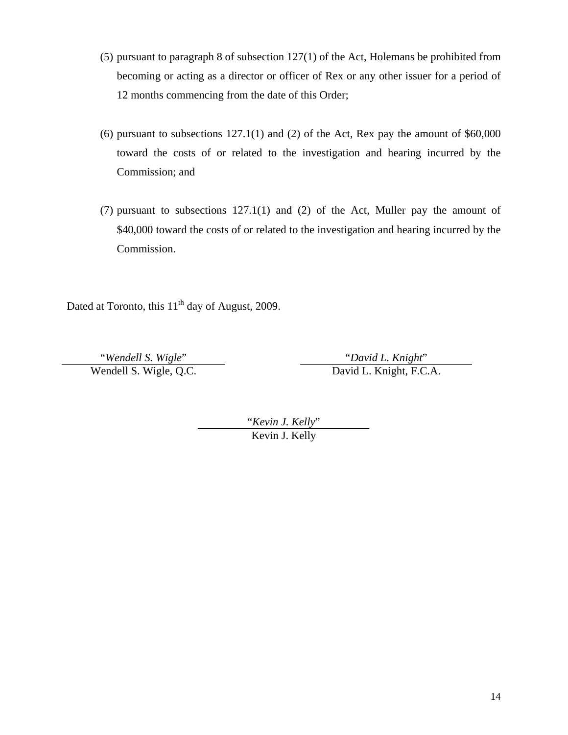(5) pursuant to paragraph 8 of subsection 127(1) of the Act, Holemans be prohibited from becoming or acting as a director or officer of Rex or any other issuer for a period of 12 months commencing from the date of this Order;

(6) pursuant to subsections 127.1(1) and (2) of the Act, Rex pay the amount of $60,000 toward the costs of or related to the investigation and hearing incurred by the Commission; and

(7) pursuant to subsections 127.1(1) and (2) of the Act, Muller pay the amount of $40,000 toward the costs of or related to the investigation and hearing incurred by the Commission.

Dated at Toronto, this 11th day of August, 2009.

"*Wendell S. Wigle*"
Wendell S. Wigle, Q.C.

"*David L. Knight*"
David L. Knight, F.C.A.

"*Kevin J. Kelly*"
Kevin J. Kelly